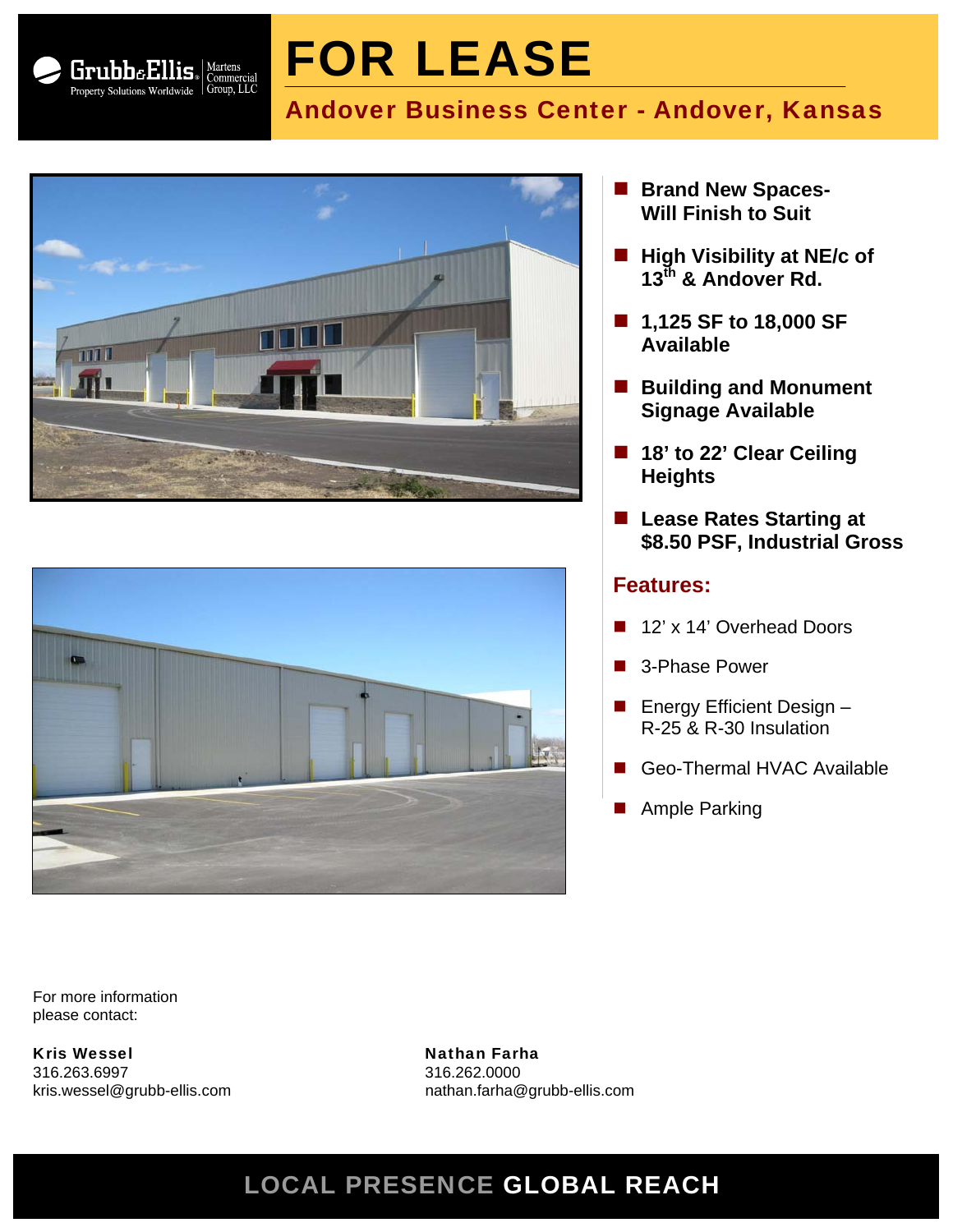Grubb&Ellis Property Solutions Worldwide | Martens Commercial Group, LLC

# FOR LEASE

## Andover Business Center - Andover, Kansas

- **Brand New Spaces- Will Finish to Suit**
- **High Visibility at NE/c of 13th & Andover Rd.**
- **1,125 SF to 18,000 SF Available**
- **Building and Monument Signage Available**
- **18' to 22' Clear Ceiling Heights**
- **Lease Rates Starting at $8.50 PSF, Industrial Gross**

### Features:

- 12' x 14' Overhead Doors
- 3-Phase Power
- Energy Efficient Design – R-25 & R-30 Insulation
- Geo-Thermal HVAC Available
- Ample Parking

For more information please contact:

**Kris Wessel**
316.263.6997
kris.wessel@grubb-ellis.com

**Nathan Farha**
316.262.0000
nathan.farha@grubb-ellis.com

LOCAL PRESENCE **GLOBAL REACH**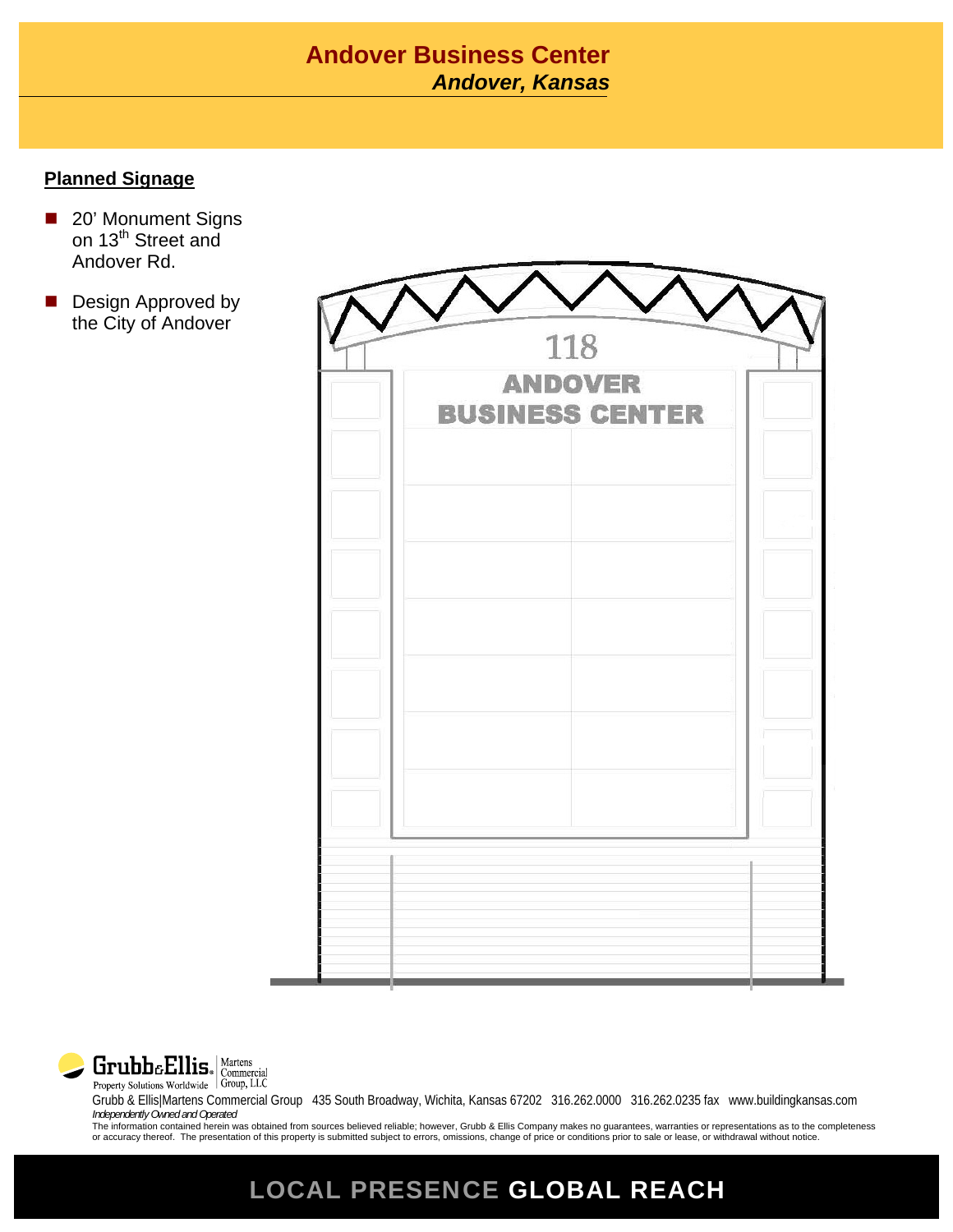# Andover Business Center

***Andover, Kansas***

## Planned Signage

- 20’ Monument Signs on 13[th] Street and Andover Rd.
- Design Approved by the City of Andover

118

ANDOVER
BUSINESS CENTER

Grubb & Ellis | Martens Commercial Group, LLC
Property Solutions Worldwide

Grubb & Ellis|Martens Commercial Group 435 South Broadway, Wichita, Kansas 67202 316.262.0000 316.262.0235 fax www.buildingkansas.com

*Independently Owned and Operated*

The information contained herein was obtained from sources believed reliable; however, Grubb & Ellis Company makes no guarantees, warranties or representations as to the completeness or accuracy thereof. The presentation of this property is submitted subject to errors, omissions, change of price or conditions prior to sale or lease, or withdrawal without notice.

LOCAL PRESENCE **GLOBAL REACH**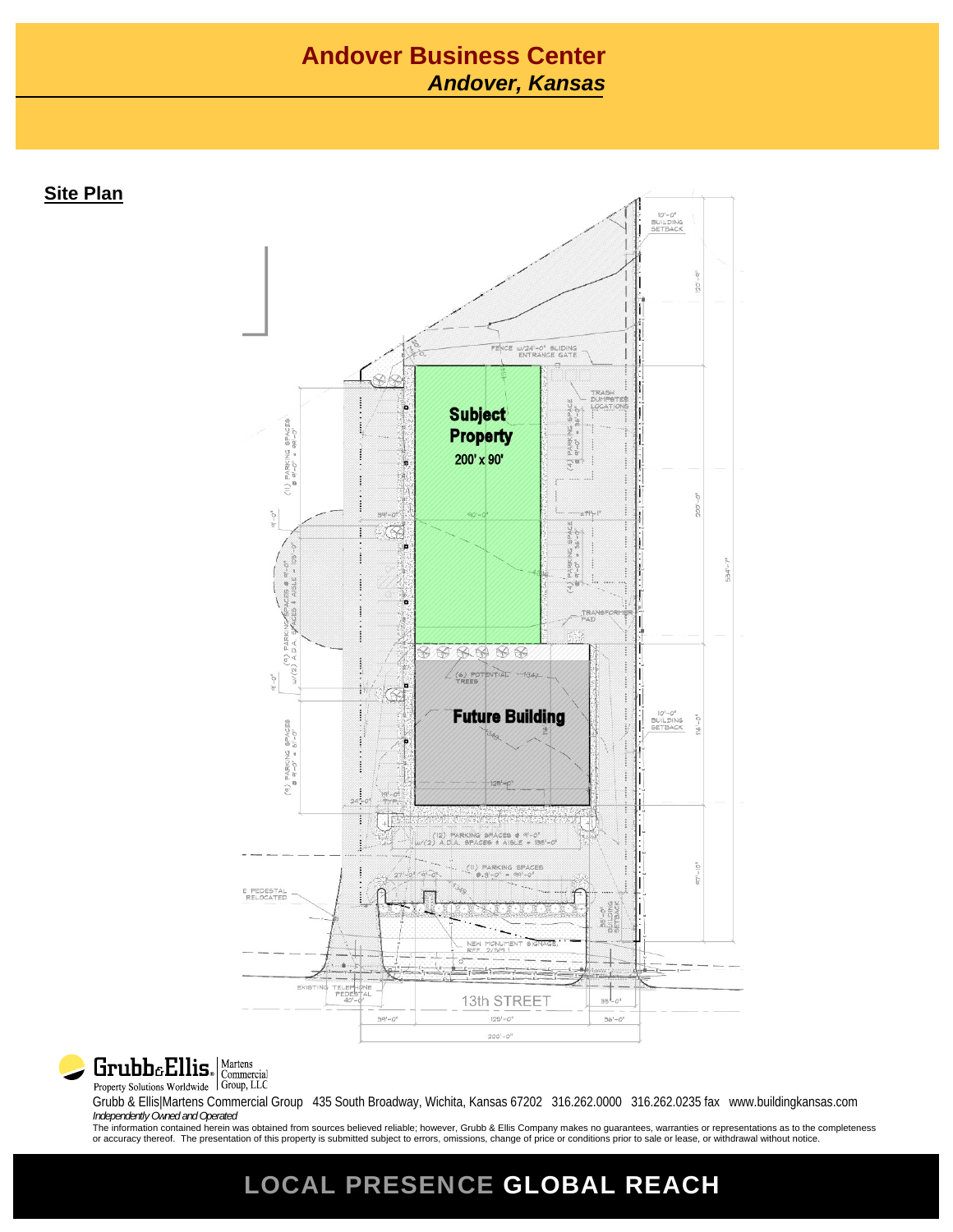# Andover Business Center

***Andover, Kansas***

## Site Plan

Subject Property
200' x 90'

Future Building

13th STREET

Grubb & Ellis | Martens Commercial Group, LLC
Property Solutions Worldwide

Grubb & Ellis|Martens Commercial Group 435 South Broadway, Wichita, Kansas 67202 316.262.0000 316.262.0235 fax www.buildingkansas.com

*Independently Owned and Operated*

The information contained herein was obtained from sources believed reliable; however, Grubb & Ellis Company makes no guarantees, warranties or representations as to the completeness or accuracy thereof. The presentation of this property is submitted subject to errors, omissions, change of price or conditions prior to sale or lease, or withdrawal without notice.

LOCAL PRESENCE **GLOBAL REACH**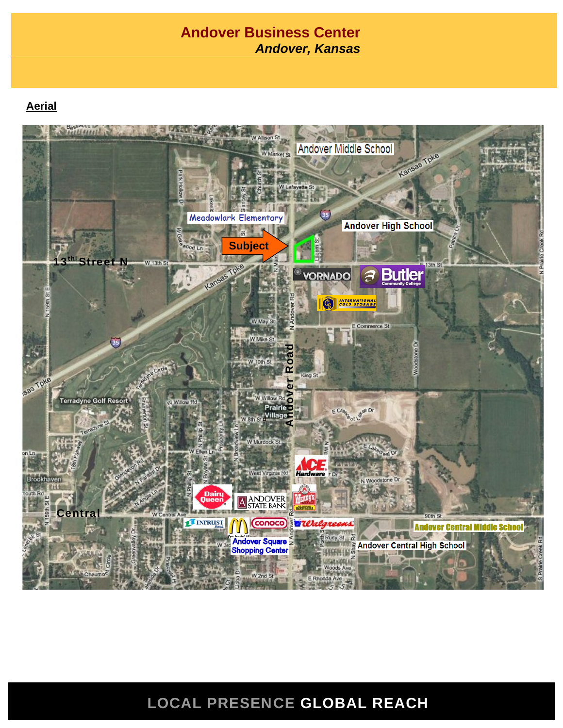# Andover Business Center

***Andover, Kansas***

**Aerial**

Andover Middle School

Kansas Tpke

Meadowlark Elementary

Andover High School

Subject

13th Street N

VORNADO

Butler Community College

International Cold Storage

Andover Road

Terradyne Golf Resort

Prairie Village

ACE Hardware

Dairy Queen

Andover State Bank

Wendy's

Central

Intrust Bank

McDonald's

Conoco

Walgreens

Andover Central Middle School

Andover Square Shopping Center

Andover Central High School

**LOCAL PRESENCE GLOBAL REACH**